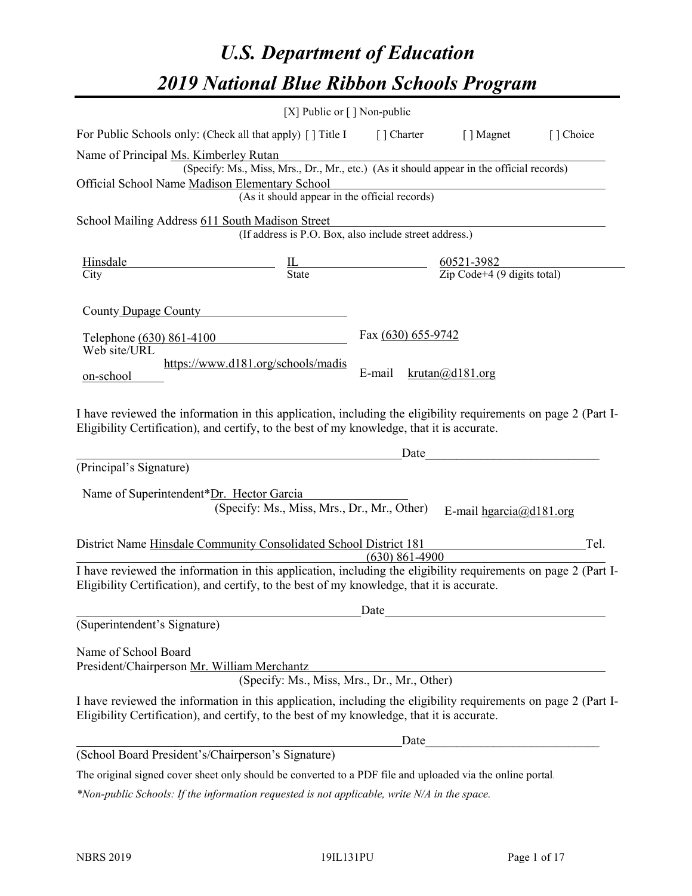# U.S. Department of Education

# 2019 National Blue Ribbon Schools Program

[X] Public or [ ] Non-public

For Public Schools only: (Check all that apply) [ ] Title I [ ] Charter [ ] Magnet [ ] Choice

Name of Principal Ms. Kimberley Rutan
(Specify: Ms., Miss, Mrs., Dr., Mr., etc.) (As it should appear in the official records)

Official School Name Madison Elementary School
(As it should appear in the official records)

School Mailing Address 611 South Madison Street
(If address is P.O. Box, also include street address.)

| Hinsdale | IL | 60521-3982 |
|---|---|---|
| City | State | Zip Code+4 (9 digits total) |

County Dupage County

Telephone (630) 861-4100 Fax (630) 655-9742

Web site/URL https://www.d181.org/schools/madison-school E-mail krutan@d181.org

I have reviewed the information in this application, including the eligibility requirements on page 2 (Part I-Eligibility Certification), and certify, to the best of my knowledge, that it is accurate.

_______________________________ Date___________________

(Principal's Signature)

Name of Superintendent*Dr. Hector Garcia
(Specify: Ms., Miss, Mrs., Dr., Mr., Other) E-mail hgarcia@d181.org

District Name Hinsdale Community Consolidated School District 181 Tel. (630) 861-4900

I have reviewed the information in this application, including the eligibility requirements on page 2 (Part I-Eligibility Certification), and certify, to the best of my knowledge, that it is accurate.

_______________________________ Date___________________

(Superintendent's Signature)

Name of School Board President/Chairperson Mr. William Merchantz
(Specify: Ms., Miss, Mrs., Dr., Mr., Other)

I have reviewed the information in this application, including the eligibility requirements on page 2 (Part I-Eligibility Certification), and certify, to the best of my knowledge, that it is accurate.

_______________________________ Date___________________

(School Board President's/Chairperson's Signature)

The original signed cover sheet only should be converted to a PDF file and uploaded via the online portal.

*\*Non-public Schools: If the information requested is not applicable, write N/A in the space.*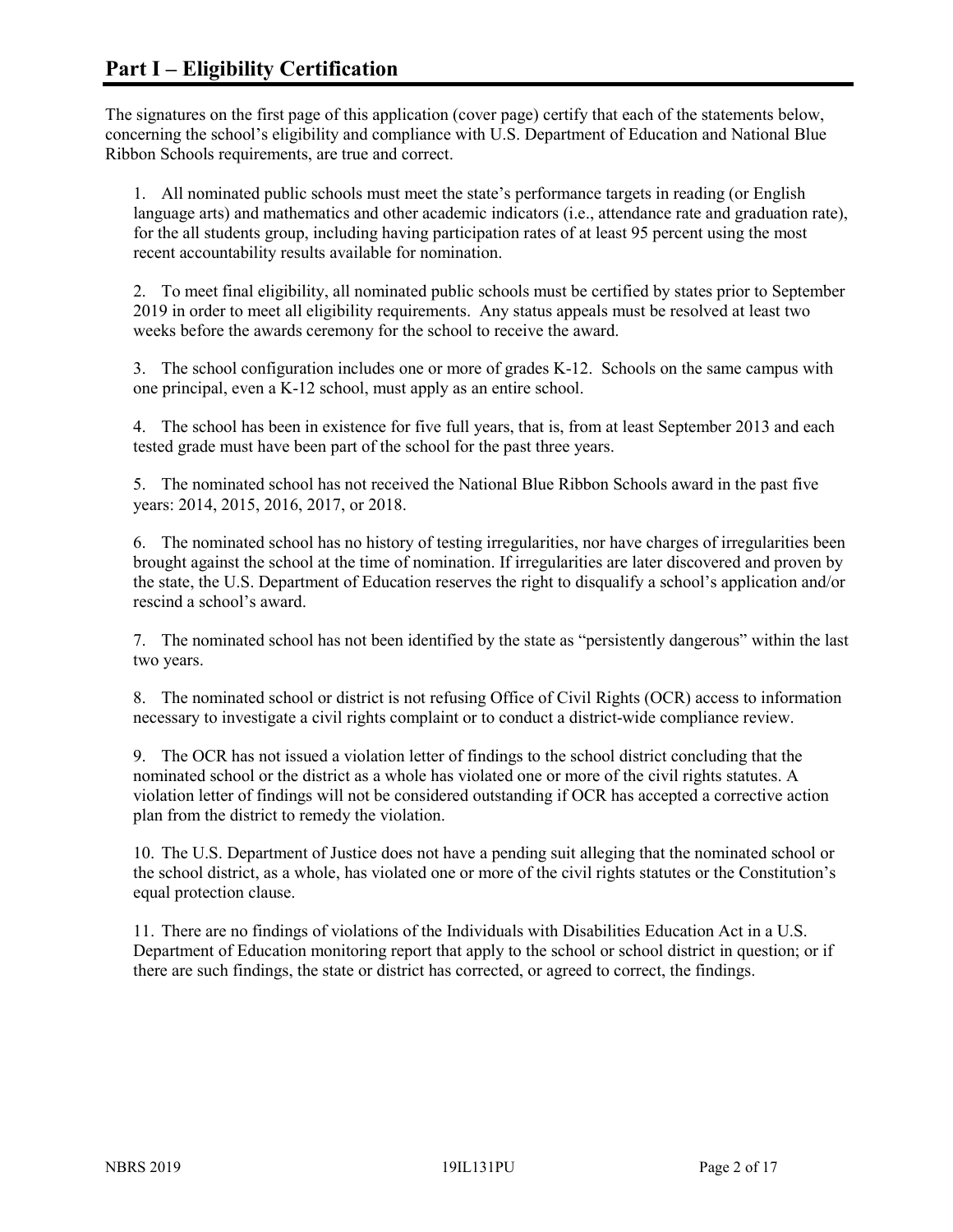# Part I – Eligibility Certification

The signatures on the first page of this application (cover page) certify that each of the statements below, concerning the school's eligibility and compliance with U.S. Department of Education and National Blue Ribbon Schools requirements, are true and correct.

1. All nominated public schools must meet the state's performance targets in reading (or English language arts) and mathematics and other academic indicators (i.e., attendance rate and graduation rate), for the all students group, including having participation rates of at least 95 percent using the most recent accountability results available for nomination.

2. To meet final eligibility, all nominated public schools must be certified by states prior to September 2019 in order to meet all eligibility requirements. Any status appeals must be resolved at least two weeks before the awards ceremony for the school to receive the award.

3. The school configuration includes one or more of grades K-12. Schools on the same campus with one principal, even a K-12 school, must apply as an entire school.

4. The school has been in existence for five full years, that is, from at least September 2013 and each tested grade must have been part of the school for the past three years.

5. The nominated school has not received the National Blue Ribbon Schools award in the past five years: 2014, 2015, 2016, 2017, or 2018.

6. The nominated school has no history of testing irregularities, nor have charges of irregularities been brought against the school at the time of nomination. If irregularities are later discovered and proven by the state, the U.S. Department of Education reserves the right to disqualify a school's application and/or rescind a school's award.

7. The nominated school has not been identified by the state as "persistently dangerous" within the last two years.

8. The nominated school or district is not refusing Office of Civil Rights (OCR) access to information necessary to investigate a civil rights complaint or to conduct a district-wide compliance review.

9. The OCR has not issued a violation letter of findings to the school district concluding that the nominated school or the district as a whole has violated one or more of the civil rights statutes. A violation letter of findings will not be considered outstanding if OCR has accepted a corrective action plan from the district to remedy the violation.

10. The U.S. Department of Justice does not have a pending suit alleging that the nominated school or the school district, as a whole, has violated one or more of the civil rights statutes or the Constitution's equal protection clause.

11. There are no findings of violations of the Individuals with Disabilities Education Act in a U.S. Department of Education monitoring report that apply to the school or school district in question; or if there are such findings, the state or district has corrected, or agreed to correct, the findings.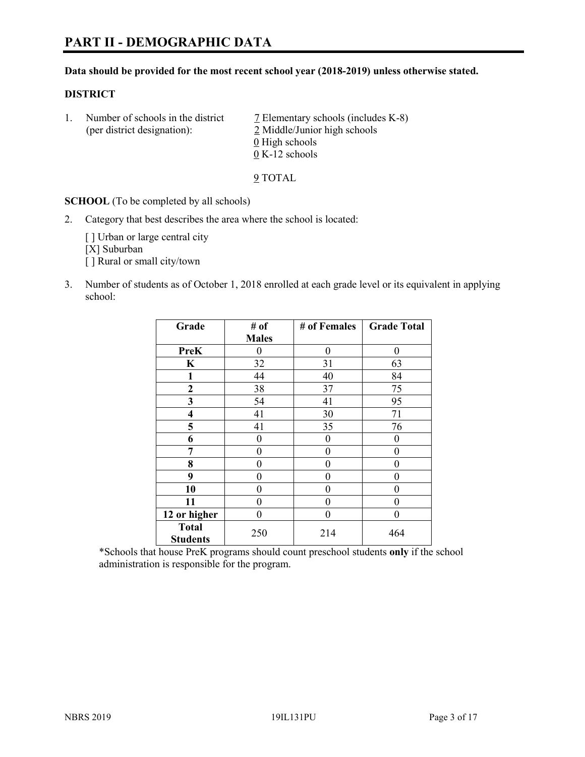# PART II - DEMOGRAPHIC DATA

**Data should be provided for the most recent school year (2018-2019) unless otherwise stated.**

**DISTRICT**

1. Number of schools in the district (per district designation):
   7 Elementary schools (includes K-8)
   2 Middle/Junior high schools
   0 High schools
   0 K-12 schools

   9 TOTAL

**SCHOOL** (To be completed by all schools)

2. Category that best describes the area where the school is located:

   [ ] Urban or large central city
   [X] Suburban
   [ ] Rural or small city/town

3. Number of students as of October 1, 2018 enrolled at each grade level or its equivalent in applying school:

| Grade | # of Males | # of Females | Grade Total |
|---|---|---|---|
| **PreK** | 0 | 0 | 0 |
| **K** | 32 | 31 | 63 |
| **1** | 44 | 40 | 84 |
| **2** | 38 | 37 | 75 |
| **3** | 54 | 41 | 95 |
| **4** | 41 | 30 | 71 |
| **5** | 41 | 35 | 76 |
| **6** | 0 | 0 | 0 |
| **7** | 0 | 0 | 0 |
| **8** | 0 | 0 | 0 |
| **9** | 0 | 0 | 0 |
| **10** | 0 | 0 | 0 |
| **11** | 0 | 0 | 0 |
| **12 or higher** | 0 | 0 | 0 |
| **Total Students** | 250 | 214 | 464 |

*Schools that house PreK programs should count preschool students **only** if the school administration is responsible for the program.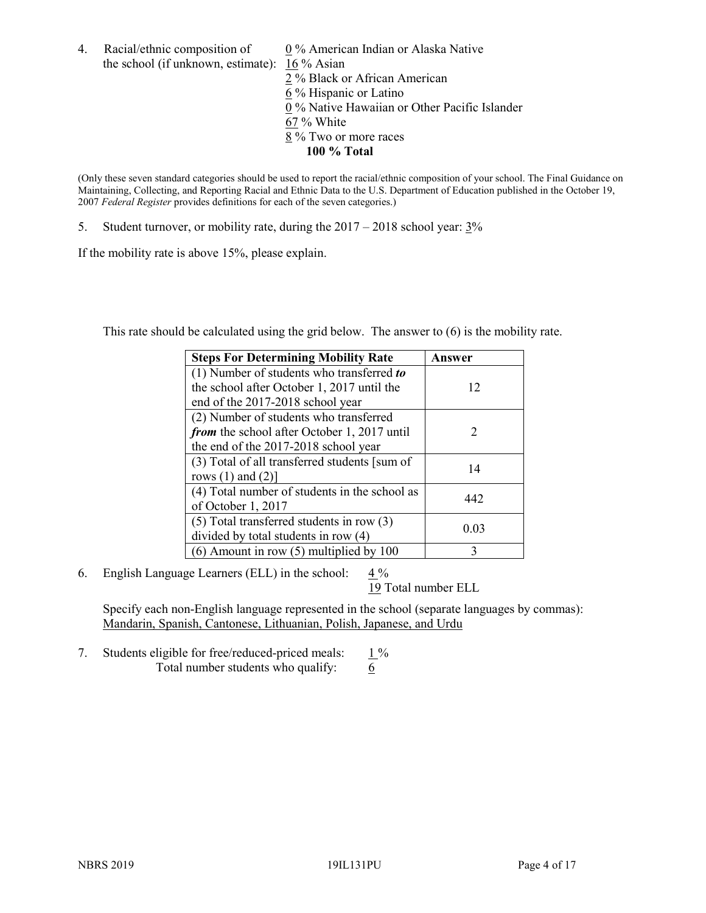4. Racial/ethnic composition of the school (if unknown, estimate):

0 % American Indian or Alaska Native
16 % Asian
2 % Black or African American
6 % Hispanic or Latino
0 % Native Hawaiian or Other Pacific Islander
67 % White
8 % Two or more races
**100 % Total**

(Only these seven standard categories should be used to report the racial/ethnic composition of your school. The Final Guidance on Maintaining, Collecting, and Reporting Racial and Ethnic Data to the U.S. Department of Education published in the October 19, 2007 *Federal Register* provides definitions for each of the seven categories.)

5. Student turnover, or mobility rate, during the 2017 – 2018 school year: 3%

If the mobility rate is above 15%, please explain.

This rate should be calculated using the grid below. The answer to (6) is the mobility rate.

| **Steps For Determining Mobility Rate** | **Answer** |
|---|---|
| (1) Number of students who transferred ***to*** the school after October 1, 2017 until the end of the 2017-2018 school year | 12 |
| (2) Number of students who transferred ***from*** the school after October 1, 2017 until the end of the 2017-2018 school year | 2 |
| (3) Total of all transferred students [sum of rows (1) and (2)] | 14 |
| (4) Total number of students in the school as of October 1, 2017 | 442 |
| (5) Total transferred students in row (3) divided by total students in row (4) | 0.03 |
| (6) Amount in row (5) multiplied by 100 | 3 |

6. English Language Learners (ELL) in the school: 4 %
19 Total number ELL

Specify each non-English language represented in the school (separate languages by commas):
Mandarin, Spanish, Cantonese, Lithuanian, Polish, Japanese, and Urdu

7. Students eligible for free/reduced-priced meals: 1 %
Total number students who qualify: 6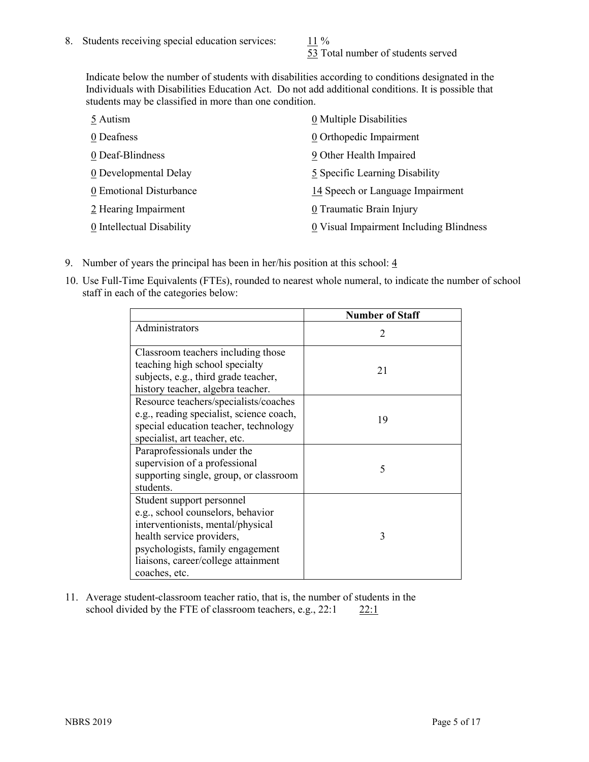8. Students receiving special education services: 11 %
   53 Total number of students served

   Indicate below the number of students with disabilities according to conditions designated in the Individuals with Disabilities Education Act. Do not add additional conditions. It is possible that students may be classified in more than one condition.

   5 Autism
   0 Deafness
   0 Deaf-Blindness
   0 Developmental Delay
   0 Emotional Disturbance
   2 Hearing Impairment
   0 Intellectual Disability
   0 Multiple Disabilities
   0 Orthopedic Impairment
   9 Other Health Impaired
   5 Specific Learning Disability
   14 Speech or Language Impairment
   0 Traumatic Brain Injury
   0 Visual Impairment Including Blindness

9. Number of years the principal has been in her/his position at this school: 4

10. Use Full-Time Equivalents (FTEs), rounded to nearest whole numeral, to indicate the number of school staff in each of the categories below:

| | Number of Staff |
|---|---|
| Administrators | 2 |
| Classroom teachers including those teaching high school specialty subjects, e.g., third grade teacher, history teacher, algebra teacher. | 21 |
| Resource teachers/specialists/coaches e.g., reading specialist, science coach, special education teacher, technology specialist, art teacher, etc. | 19 |
| Paraprofessionals under the supervision of a professional supporting single, group, or classroom students. | 5 |
| Student support personnel e.g., school counselors, behavior interventionists, mental/physical health service providers, psychologists, family engagement liaisons, career/college attainment coaches, etc. | 3 |

11. Average student-classroom teacher ratio, that is, the number of students in the school divided by the FTE of classroom teachers, e.g., 22:1 22:1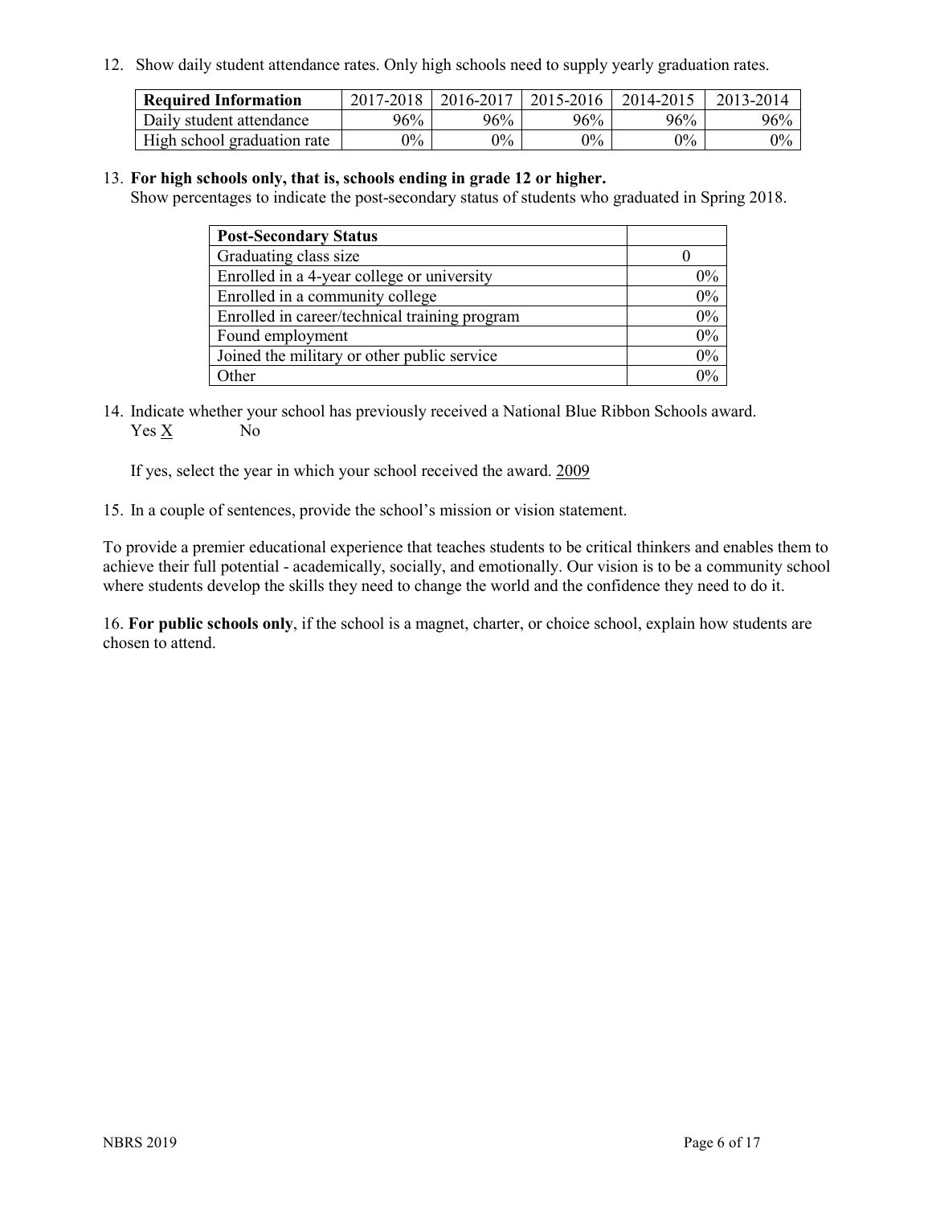12. Show daily student attendance rates. Only high schools need to supply yearly graduation rates.

| Required Information | 2017-2018 | 2016-2017 | 2015-2016 | 2014-2015 | 2013-2014 |
|---|---|---|---|---|---|
| Daily student attendance | 96% | 96% | 96% | 96% | 96% |
| High school graduation rate | 0% | 0% | 0% | 0% | 0% |

13. **For high schools only, that is, schools ending in grade 12 or higher.**
Show percentages to indicate the post-secondary status of students who graduated in Spring 2018.

| Post-Secondary Status | |
|---|---|
| Graduating class size | 0 |
| Enrolled in a 4-year college or university | 0% |
| Enrolled in a community college | 0% |
| Enrolled in career/technical training program | 0% |
| Found employment | 0% |
| Joined the military or other public service | 0% |
| Other | 0% |

14. Indicate whether your school has previously received a National Blue Ribbon Schools award.
Yes X No

If yes, select the year in which your school received the award. 2009

15. In a couple of sentences, provide the school's mission or vision statement.

To provide a premier educational experience that teaches students to be critical thinkers and enables them to achieve their full potential - academically, socially, and emotionally. Our vision is to be a community school where students develop the skills they need to change the world and the confidence they need to do it.

16. **For public schools only**, if the school is a magnet, charter, or choice school, explain how students are chosen to attend.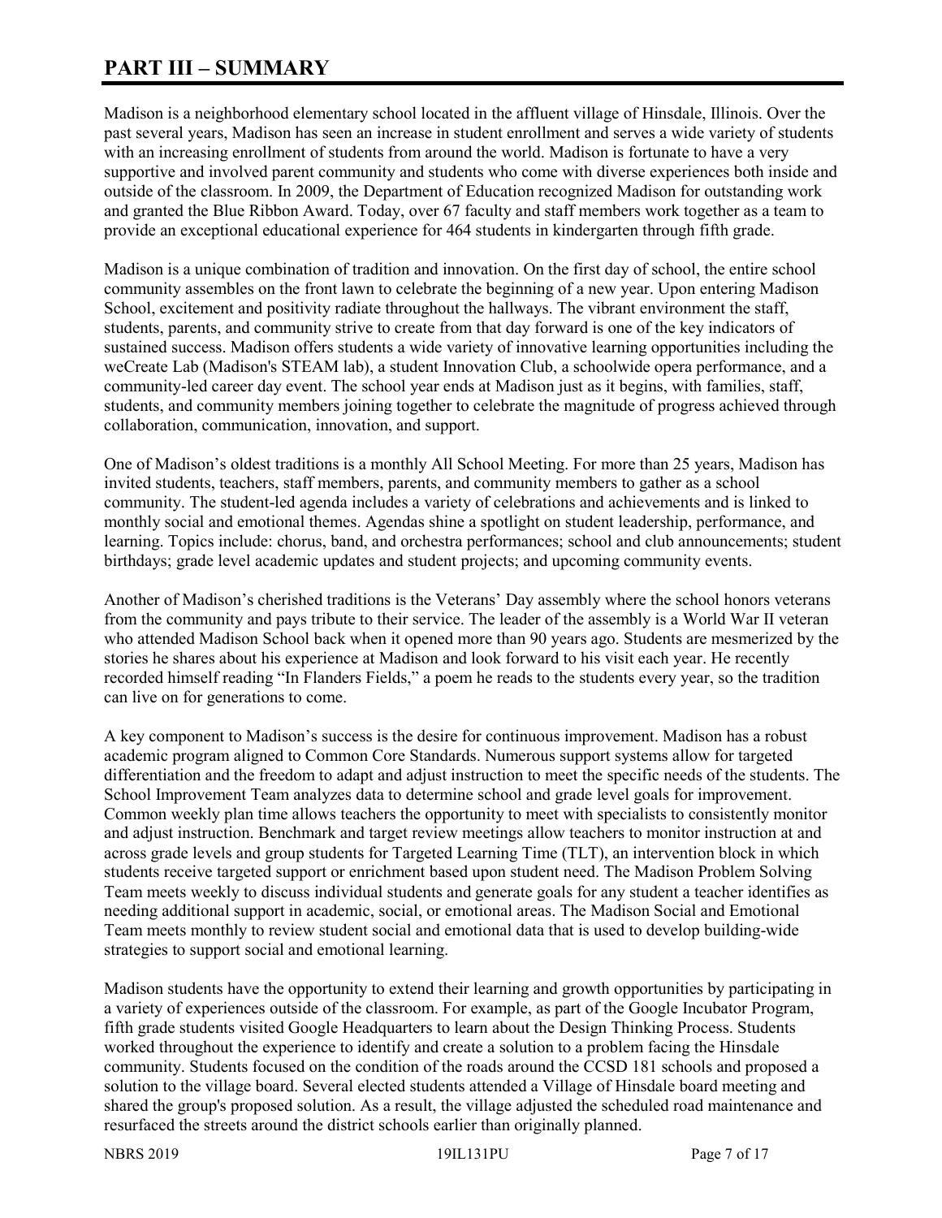# PART III – SUMMARY

Madison is a neighborhood elementary school located in the affluent village of Hinsdale, Illinois. Over the past several years, Madison has seen an increase in student enrollment and serves a wide variety of students with an increasing enrollment of students from around the world. Madison is fortunate to have a very supportive and involved parent community and students who come with diverse experiences both inside and outside of the classroom. In 2009, the Department of Education recognized Madison for outstanding work and granted the Blue Ribbon Award. Today, over 67 faculty and staff members work together as a team to provide an exceptional educational experience for 464 students in kindergarten through fifth grade.

Madison is a unique combination of tradition and innovation. On the first day of school, the entire school community assembles on the front lawn to celebrate the beginning of a new year. Upon entering Madison School, excitement and positivity radiate throughout the hallways. The vibrant environment the staff, students, parents, and community strive to create from that day forward is one of the key indicators of sustained success. Madison offers students a wide variety of innovative learning opportunities including the weCreate Lab (Madison's STEAM lab), a student Innovation Club, a schoolwide opera performance, and a community-led career day event. The school year ends at Madison just as it begins, with families, staff, students, and community members joining together to celebrate the magnitude of progress achieved through collaboration, communication, innovation, and support.

One of Madison's oldest traditions is a monthly All School Meeting. For more than 25 years, Madison has invited students, teachers, staff members, parents, and community members to gather as a school community. The student-led agenda includes a variety of celebrations and achievements and is linked to monthly social and emotional themes. Agendas shine a spotlight on student leadership, performance, and learning. Topics include: chorus, band, and orchestra performances; school and club announcements; student birthdays; grade level academic updates and student projects; and upcoming community events.

Another of Madison's cherished traditions is the Veterans' Day assembly where the school honors veterans from the community and pays tribute to their service. The leader of the assembly is a World War II veteran who attended Madison School back when it opened more than 90 years ago. Students are mesmerized by the stories he shares about his experience at Madison and look forward to his visit each year. He recently recorded himself reading "In Flanders Fields," a poem he reads to the students every year, so the tradition can live on for generations to come.

A key component to Madison's success is the desire for continuous improvement. Madison has a robust academic program aligned to Common Core Standards. Numerous support systems allow for targeted differentiation and the freedom to adapt and adjust instruction to meet the specific needs of the students. The School Improvement Team analyzes data to determine school and grade level goals for improvement. Common weekly plan time allows teachers the opportunity to meet with specialists to consistently monitor and adjust instruction. Benchmark and target review meetings allow teachers to monitor instruction at and across grade levels and group students for Targeted Learning Time (TLT), an intervention block in which students receive targeted support or enrichment based upon student need. The Madison Problem Solving Team meets weekly to discuss individual students and generate goals for any student a teacher identifies as needing additional support in academic, social, or emotional areas. The Madison Social and Emotional Team meets monthly to review student social and emotional data that is used to develop building-wide strategies to support social and emotional learning.

Madison students have the opportunity to extend their learning and growth opportunities by participating in a variety of experiences outside of the classroom. For example, as part of the Google Incubator Program, fifth grade students visited Google Headquarters to learn about the Design Thinking Process. Students worked throughout the experience to identify and create a solution to a problem facing the Hinsdale community. Students focused on the condition of the roads around the CCSD 181 schools and proposed a solution to the village board. Several elected students attended a Village of Hinsdale board meeting and shared the group's proposed solution. As a result, the village adjusted the scheduled road maintenance and resurfaced the streets around the district schools earlier than originally planned.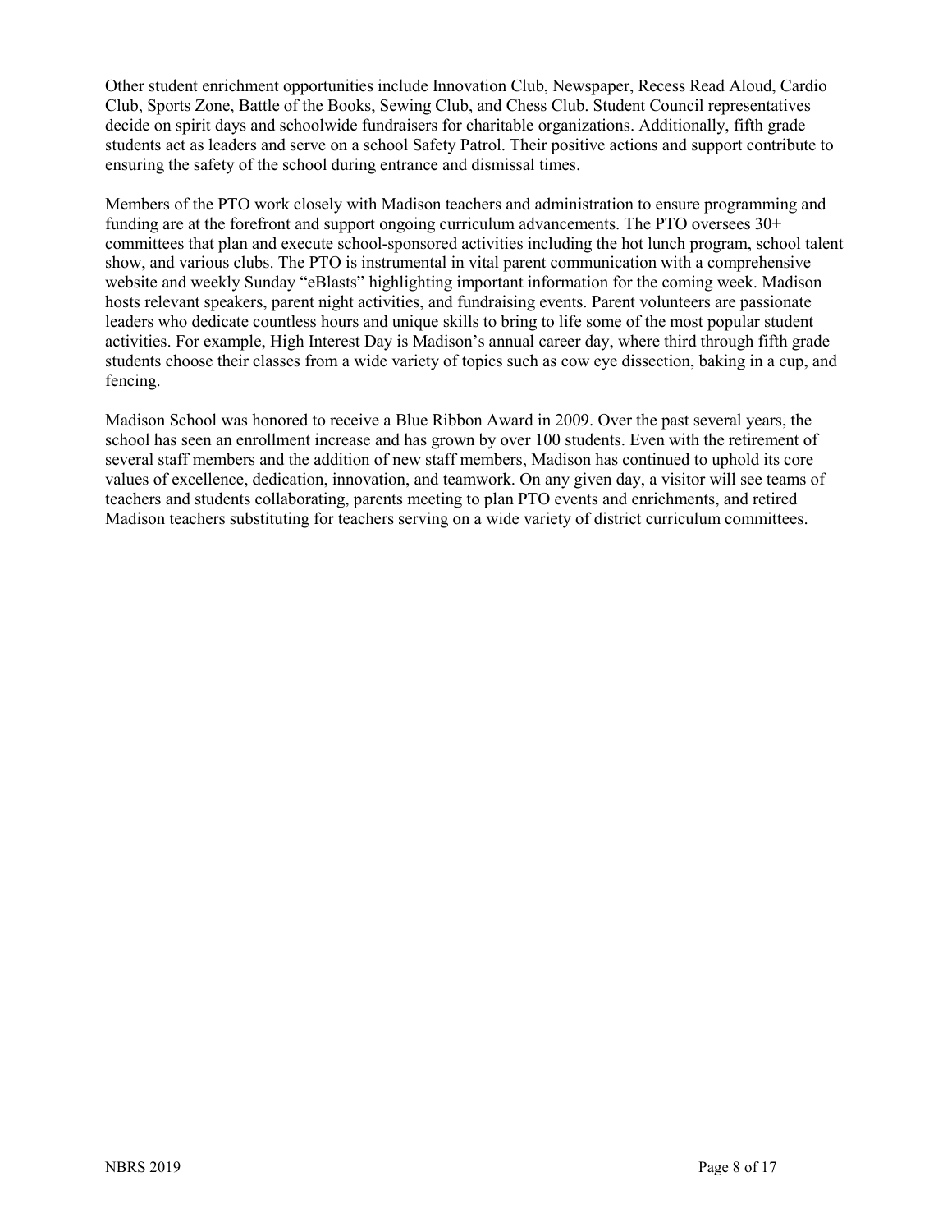Other student enrichment opportunities include Innovation Club, Newspaper, Recess Read Aloud, Cardio Club, Sports Zone, Battle of the Books, Sewing Club, and Chess Club. Student Council representatives decide on spirit days and schoolwide fundraisers for charitable organizations. Additionally, fifth grade students act as leaders and serve on a school Safety Patrol. Their positive actions and support contribute to ensuring the safety of the school during entrance and dismissal times.

Members of the PTO work closely with Madison teachers and administration to ensure programming and funding are at the forefront and support ongoing curriculum advancements. The PTO oversees 30+ committees that plan and execute school-sponsored activities including the hot lunch program, school talent show, and various clubs. The PTO is instrumental in vital parent communication with a comprehensive website and weekly Sunday "eBlasts" highlighting important information for the coming week. Madison hosts relevant speakers, parent night activities, and fundraising events. Parent volunteers are passionate leaders who dedicate countless hours and unique skills to bring to life some of the most popular student activities. For example, High Interest Day is Madison's annual career day, where third through fifth grade students choose their classes from a wide variety of topics such as cow eye dissection, baking in a cup, and fencing.

Madison School was honored to receive a Blue Ribbon Award in 2009. Over the past several years, the school has seen an enrollment increase and has grown by over 100 students. Even with the retirement of several staff members and the addition of new staff members, Madison has continued to uphold its core values of excellence, dedication, innovation, and teamwork. On any given day, a visitor will see teams of teachers and students collaborating, parents meeting to plan PTO events and enrichments, and retired Madison teachers substituting for teachers serving on a wide variety of district curriculum committees.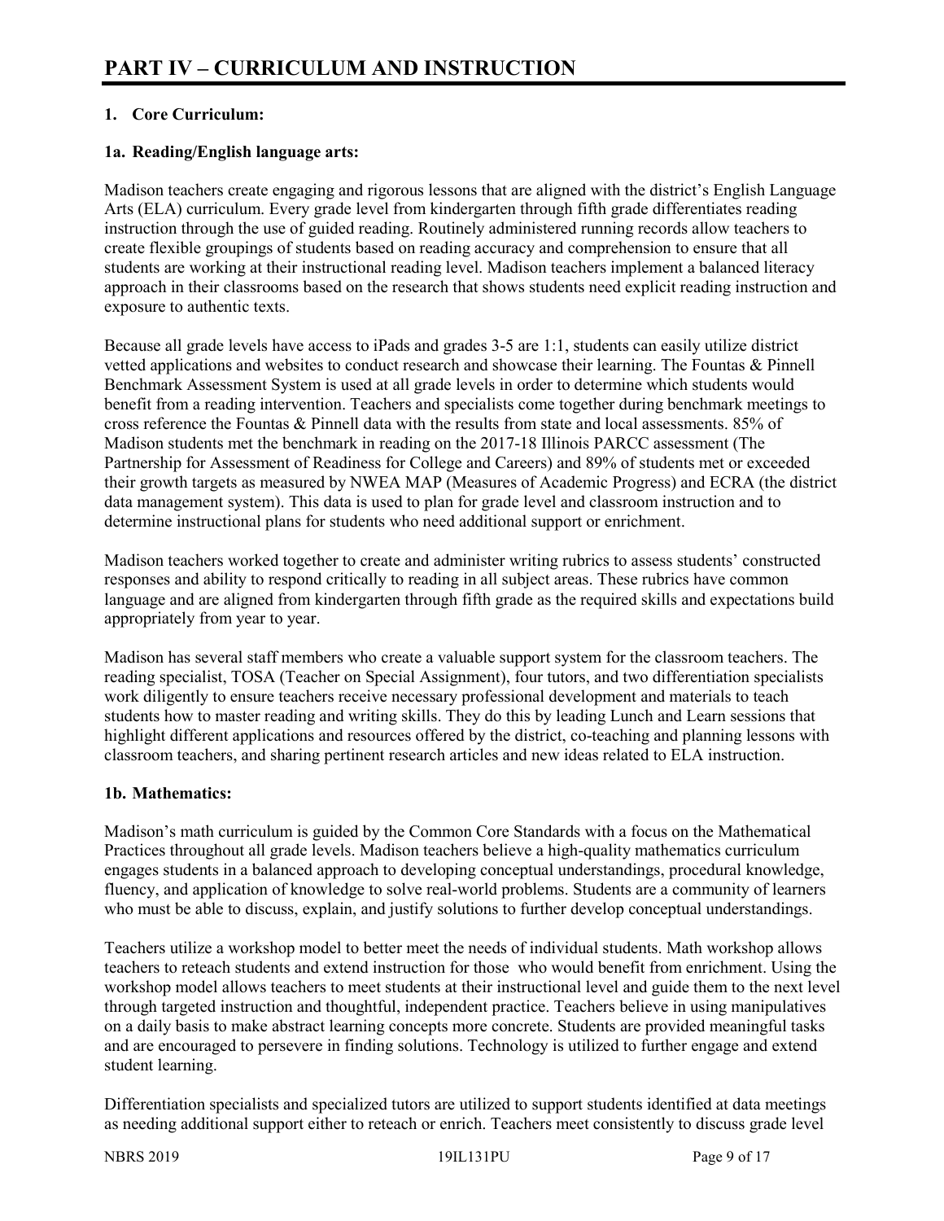# PART IV – CURRICULUM AND INSTRUCTION

### 1. Core Curriculum:

#### 1a. Reading/English language arts:

Madison teachers create engaging and rigorous lessons that are aligned with the district's English Language Arts (ELA) curriculum. Every grade level from kindergarten through fifth grade differentiates reading instruction through the use of guided reading. Routinely administered running records allow teachers to create flexible groupings of students based on reading accuracy and comprehension to ensure that all students are working at their instructional reading level. Madison teachers implement a balanced literacy approach in their classrooms based on the research that shows students need explicit reading instruction and exposure to authentic texts.

Because all grade levels have access to iPads and grades 3-5 are 1:1, students can easily utilize district vetted applications and websites to conduct research and showcase their learning. The Fountas & Pinnell Benchmark Assessment System is used at all grade levels in order to determine which students would benefit from a reading intervention. Teachers and specialists come together during benchmark meetings to cross reference the Fountas & Pinnell data with the results from state and local assessments. 85% of Madison students met the benchmark in reading on the 2017-18 Illinois PARCC assessment (The Partnership for Assessment of Readiness for College and Careers) and 89% of students met or exceeded their growth targets as measured by NWEA MAP (Measures of Academic Progress) and ECRA (the district data management system). This data is used to plan for grade level and classroom instruction and to determine instructional plans for students who need additional support or enrichment.

Madison teachers worked together to create and administer writing rubrics to assess students' constructed responses and ability to respond critically to reading in all subject areas. These rubrics have common language and are aligned from kindergarten through fifth grade as the required skills and expectations build appropriately from year to year.

Madison has several staff members who create a valuable support system for the classroom teachers. The reading specialist, TOSA (Teacher on Special Assignment), four tutors, and two differentiation specialists work diligently to ensure teachers receive necessary professional development and materials to teach students how to master reading and writing skills. They do this by leading Lunch and Learn sessions that highlight different applications and resources offered by the district, co-teaching and planning lessons with classroom teachers, and sharing pertinent research articles and new ideas related to ELA instruction.

#### 1b. Mathematics:

Madison's math curriculum is guided by the Common Core Standards with a focus on the Mathematical Practices throughout all grade levels. Madison teachers believe a high-quality mathematics curriculum engages students in a balanced approach to developing conceptual understandings, procedural knowledge, fluency, and application of knowledge to solve real-world problems. Students are a community of learners who must be able to discuss, explain, and justify solutions to further develop conceptual understandings.

Teachers utilize a workshop model to better meet the needs of individual students. Math workshop allows teachers to reteach students and extend instruction for those who would benefit from enrichment. Using the workshop model allows teachers to meet students at their instructional level and guide them to the next level through targeted instruction and thoughtful, independent practice. Teachers believe in using manipulatives on a daily basis to make abstract learning concepts more concrete. Students are provided meaningful tasks and are encouraged to persevere in finding solutions. Technology is utilized to further engage and extend student learning.

Differentiation specialists and specialized tutors are utilized to support students identified at data meetings as needing additional support either to reteach or enrich. Teachers meet consistently to discuss grade level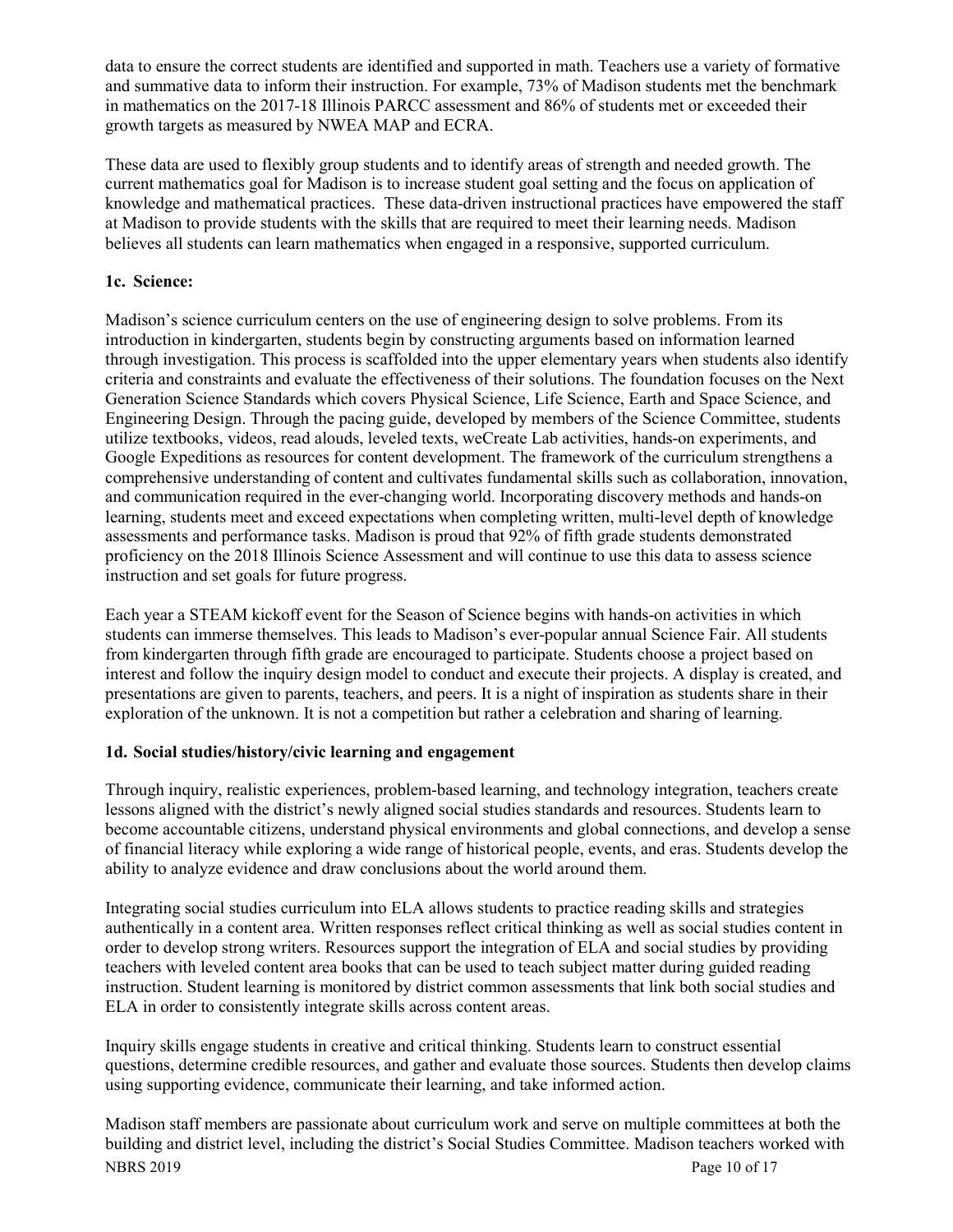data to ensure the correct students are identified and supported in math. Teachers use a variety of formative and summative data to inform their instruction. For example, 73% of Madison students met the benchmark in mathematics on the 2017-18 Illinois PARCC assessment and 86% of students met or exceeded their growth targets as measured by NWEA MAP and ECRA.

These data are used to flexibly group students and to identify areas of strength and needed growth. The current mathematics goal for Madison is to increase student goal setting and the focus on application of knowledge and mathematical practices. These data-driven instructional practices have empowered the staff at Madison to provide students with the skills that are required to meet their learning needs. Madison believes all students can learn mathematics when engaged in a responsive, supported curriculum.

### 1c. Science:

Madison's science curriculum centers on the use of engineering design to solve problems. From its introduction in kindergarten, students begin by constructing arguments based on information learned through investigation. This process is scaffolded into the upper elementary years when students also identify criteria and constraints and evaluate the effectiveness of their solutions. The foundation focuses on the Next Generation Science Standards which covers Physical Science, Life Science, Earth and Space Science, and Engineering Design. Through the pacing guide, developed by members of the Science Committee, students utilize textbooks, videos, read alouds, leveled texts, weCreate Lab activities, hands-on experiments, and Google Expeditions as resources for content development. The framework of the curriculum strengthens a comprehensive understanding of content and cultivates fundamental skills such as collaboration, innovation, and communication required in the ever-changing world. Incorporating discovery methods and hands-on learning, students meet and exceed expectations when completing written, multi-level depth of knowledge assessments and performance tasks. Madison is proud that 92% of fifth grade students demonstrated proficiency on the 2018 Illinois Science Assessment and will continue to use this data to assess science instruction and set goals for future progress.

Each year a STEAM kickoff event for the Season of Science begins with hands-on activities in which students can immerse themselves. This leads to Madison's ever-popular annual Science Fair. All students from kindergarten through fifth grade are encouraged to participate. Students choose a project based on interest and follow the inquiry design model to conduct and execute their projects. A display is created, and presentations are given to parents, teachers, and peers. It is a night of inspiration as students share in their exploration of the unknown. It is not a competition but rather a celebration and sharing of learning.

### 1d. Social studies/history/civic learning and engagement

Through inquiry, realistic experiences, problem-based learning, and technology integration, teachers create lessons aligned with the district's newly aligned social studies standards and resources. Students learn to become accountable citizens, understand physical environments and global connections, and develop a sense of financial literacy while exploring a wide range of historical people, events, and eras. Students develop the ability to analyze evidence and draw conclusions about the world around them.

Integrating social studies curriculum into ELA allows students to practice reading skills and strategies authentically in a content area. Written responses reflect critical thinking as well as social studies content in order to develop strong writers. Resources support the integration of ELA and social studies by providing teachers with leveled content area books that can be used to teach subject matter during guided reading instruction. Student learning is monitored by district common assessments that link both social studies and ELA in order to consistently integrate skills across content areas.

Inquiry skills engage students in creative and critical thinking. Students learn to construct essential questions, determine credible resources, and gather and evaluate those sources. Students then develop claims using supporting evidence, communicate their learning, and take informed action.

Madison staff members are passionate about curriculum work and serve on multiple committees at both the building and district level, including the district's Social Studies Committee. Madison teachers worked with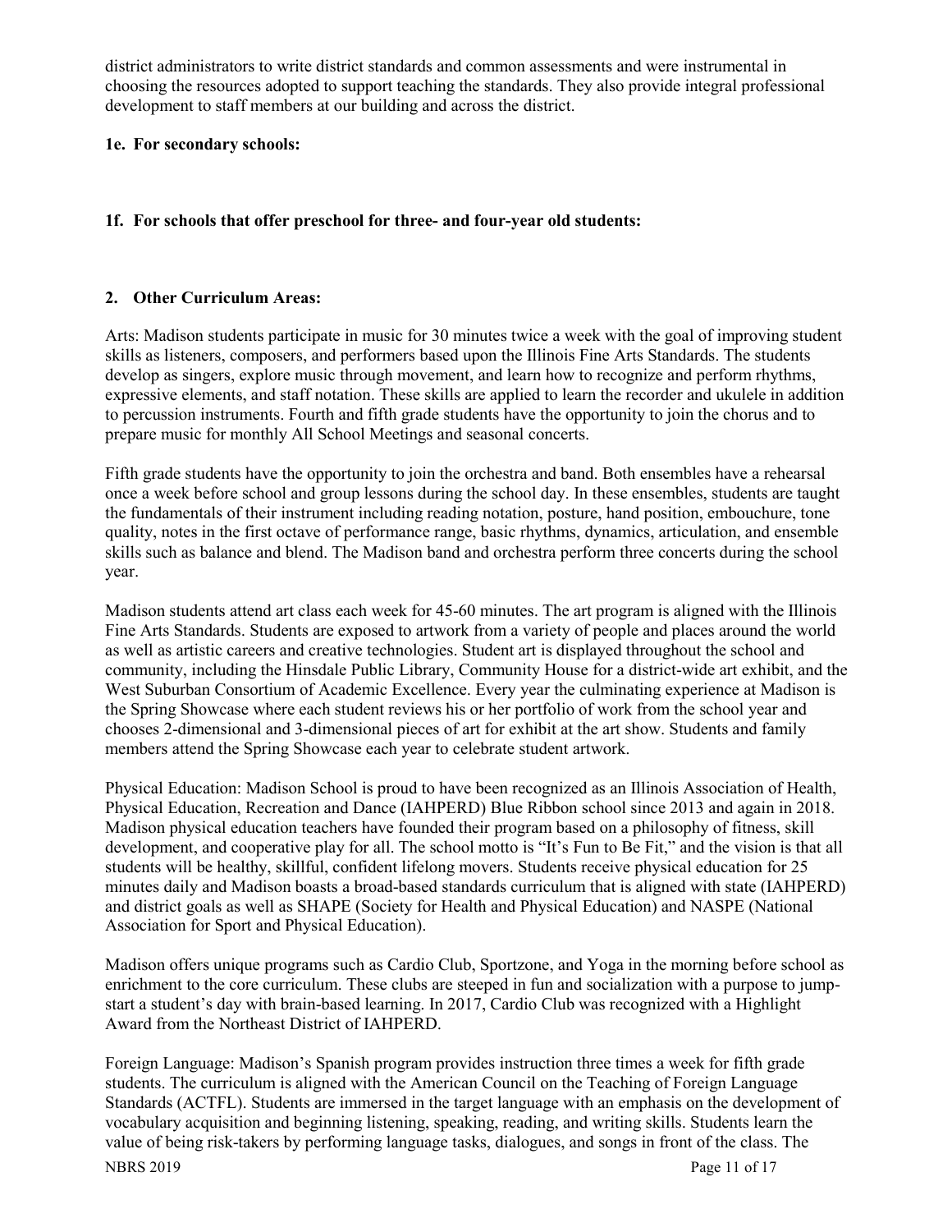district administrators to write district standards and common assessments and were instrumental in choosing the resources adopted to support teaching the standards. They also provide integral professional development to staff members at our building and across the district.

**1e. For secondary schools:**

**1f. For schools that offer preschool for three- and four-year old students:**

**2. Other Curriculum Areas:**

Arts: Madison students participate in music for 30 minutes twice a week with the goal of improving student skills as listeners, composers, and performers based upon the Illinois Fine Arts Standards. The students develop as singers, explore music through movement, and learn how to recognize and perform rhythms, expressive elements, and staff notation. These skills are applied to learn the recorder and ukulele in addition to percussion instruments. Fourth and fifth grade students have the opportunity to join the chorus and to prepare music for monthly All School Meetings and seasonal concerts.

Fifth grade students have the opportunity to join the orchestra and band. Both ensembles have a rehearsal once a week before school and group lessons during the school day. In these ensembles, students are taught the fundamentals of their instrument including reading notation, posture, hand position, embouchure, tone quality, notes in the first octave of performance range, basic rhythms, dynamics, articulation, and ensemble skills such as balance and blend. The Madison band and orchestra perform three concerts during the school year.

Madison students attend art class each week for 45-60 minutes. The art program is aligned with the Illinois Fine Arts Standards. Students are exposed to artwork from a variety of people and places around the world as well as artistic careers and creative technologies. Student art is displayed throughout the school and community, including the Hinsdale Public Library, Community House for a district-wide art exhibit, and the West Suburban Consortium of Academic Excellence. Every year the culminating experience at Madison is the Spring Showcase where each student reviews his or her portfolio of work from the school year and chooses 2-dimensional and 3-dimensional pieces of art for exhibit at the art show. Students and family members attend the Spring Showcase each year to celebrate student artwork.

Physical Education: Madison School is proud to have been recognized as an Illinois Association of Health, Physical Education, Recreation and Dance (IAHPERD) Blue Ribbon school since 2013 and again in 2018. Madison physical education teachers have founded their program based on a philosophy of fitness, skill development, and cooperative play for all. The school motto is "It's Fun to Be Fit," and the vision is that all students will be healthy, skillful, confident lifelong movers. Students receive physical education for 25 minutes daily and Madison boasts a broad-based standards curriculum that is aligned with state (IAHPERD) and district goals as well as SHAPE (Society for Health and Physical Education) and NASPE (National Association for Sport and Physical Education).

Madison offers unique programs such as Cardio Club, Sportzone, and Yoga in the morning before school as enrichment to the core curriculum. These clubs are steeped in fun and socialization with a purpose to jump-start a student's day with brain-based learning. In 2017, Cardio Club was recognized with a Highlight Award from the Northeast District of IAHPERD.

Foreign Language: Madison's Spanish program provides instruction three times a week for fifth grade students. The curriculum is aligned with the American Council on the Teaching of Foreign Language Standards (ACTFL). Students are immersed in the target language with an emphasis on the development of vocabulary acquisition and beginning listening, speaking, reading, and writing skills. Students learn the value of being risk-takers by performing language tasks, dialogues, and songs in front of the class. The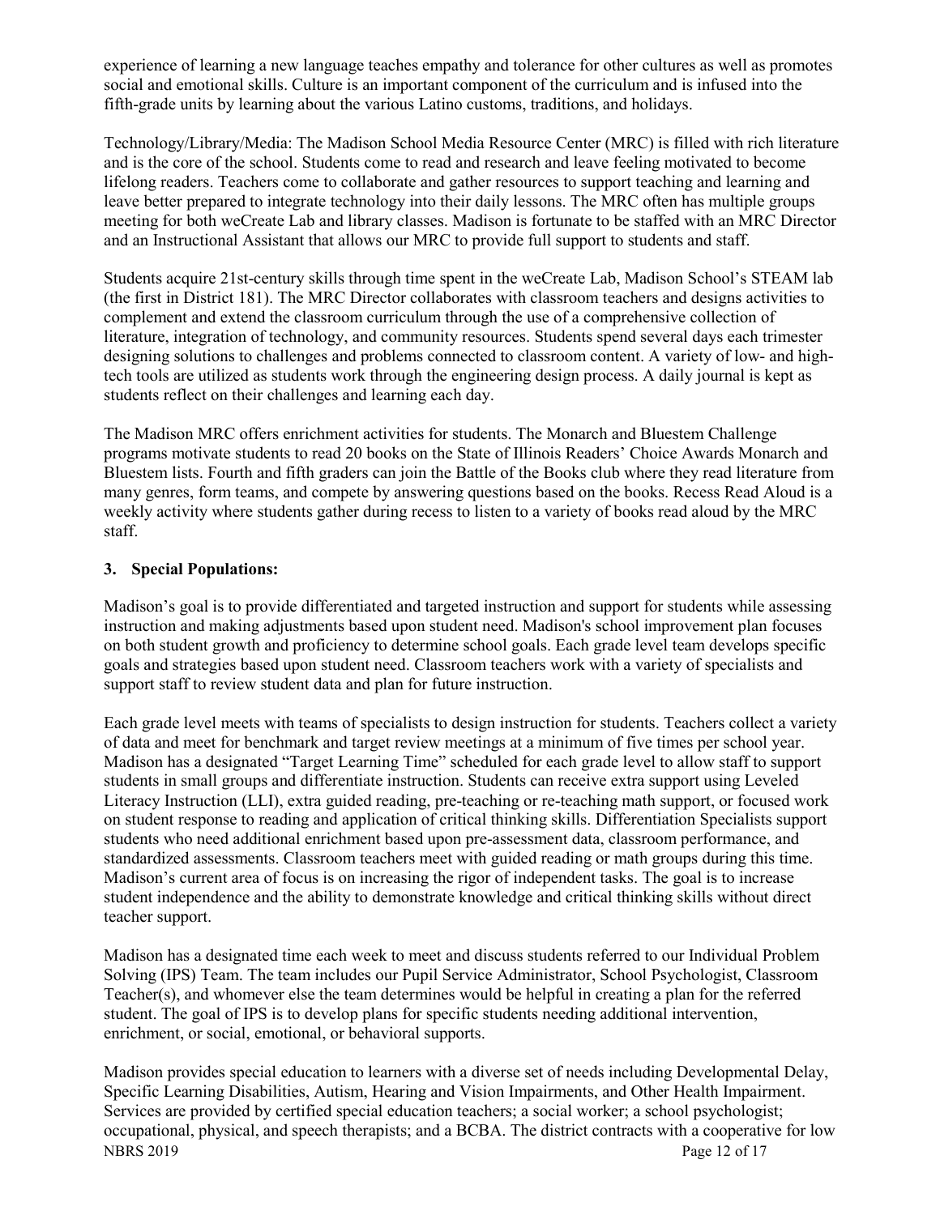experience of learning a new language teaches empathy and tolerance for other cultures as well as promotes social and emotional skills. Culture is an important component of the curriculum and is infused into the fifth-grade units by learning about the various Latino customs, traditions, and holidays.

Technology/Library/Media: The Madison School Media Resource Center (MRC) is filled with rich literature and is the core of the school. Students come to read and research and leave feeling motivated to become lifelong readers. Teachers come to collaborate and gather resources to support teaching and learning and leave better prepared to integrate technology into their daily lessons. The MRC often has multiple groups meeting for both weCreate Lab and library classes. Madison is fortunate to be staffed with an MRC Director and an Instructional Assistant that allows our MRC to provide full support to students and staff.

Students acquire 21st-century skills through time spent in the weCreate Lab, Madison School's STEAM lab (the first in District 181). The MRC Director collaborates with classroom teachers and designs activities to complement and extend the classroom curriculum through the use of a comprehensive collection of literature, integration of technology, and community resources. Students spend several days each trimester designing solutions to challenges and problems connected to classroom content. A variety of low- and high-tech tools are utilized as students work through the engineering design process. A daily journal is kept as students reflect on their challenges and learning each day.

The Madison MRC offers enrichment activities for students. The Monarch and Bluestem Challenge programs motivate students to read 20 books on the State of Illinois Readers' Choice Awards Monarch and Bluestem lists. Fourth and fifth graders can join the Battle of the Books club where they read literature from many genres, form teams, and compete by answering questions based on the books. Recess Read Aloud is a weekly activity where students gather during recess to listen to a variety of books read aloud by the MRC staff.

**3. Special Populations:**

Madison's goal is to provide differentiated and targeted instruction and support for students while assessing instruction and making adjustments based upon student need. Madison's school improvement plan focuses on both student growth and proficiency to determine school goals. Each grade level team develops specific goals and strategies based upon student need. Classroom teachers work with a variety of specialists and support staff to review student data and plan for future instruction.

Each grade level meets with teams of specialists to design instruction for students. Teachers collect a variety of data and meet for benchmark and target review meetings at a minimum of five times per school year. Madison has a designated "Target Learning Time" scheduled for each grade level to allow staff to support students in small groups and differentiate instruction. Students can receive extra support using Leveled Literacy Instruction (LLI), extra guided reading, pre-teaching or re-teaching math support, or focused work on student response to reading and application of critical thinking skills. Differentiation Specialists support students who need additional enrichment based upon pre-assessment data, classroom performance, and standardized assessments. Classroom teachers meet with guided reading or math groups during this time. Madison's current area of focus is on increasing the rigor of independent tasks. The goal is to increase student independence and the ability to demonstrate knowledge and critical thinking skills without direct teacher support.

Madison has a designated time each week to meet and discuss students referred to our Individual Problem Solving (IPS) Team. The team includes our Pupil Service Administrator, School Psychologist, Classroom Teacher(s), and whomever else the team determines would be helpful in creating a plan for the referred student. The goal of IPS is to develop plans for specific students needing additional intervention, enrichment, or social, emotional, or behavioral supports.

Madison provides special education to learners with a diverse set of needs including Developmental Delay, Specific Learning Disabilities, Autism, Hearing and Vision Impairments, and Other Health Impairment. Services are provided by certified special education teachers; a social worker; a school psychologist; occupational, physical, and speech therapists; and a BCBA. The district contracts with a cooperative for low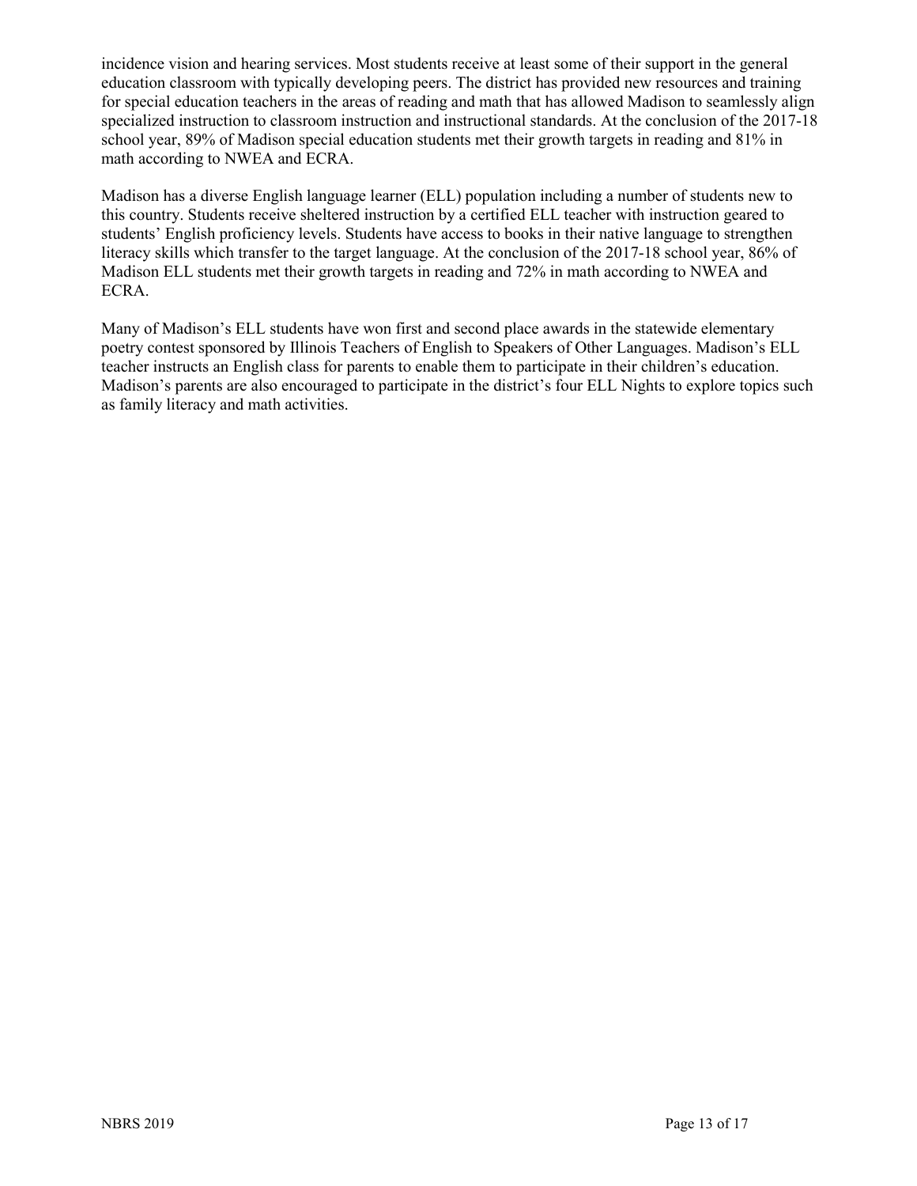incidence vision and hearing services. Most students receive at least some of their support in the general education classroom with typically developing peers. The district has provided new resources and training for special education teachers in the areas of reading and math that has allowed Madison to seamlessly align specialized instruction to classroom instruction and instructional standards. At the conclusion of the 2017-18 school year, 89% of Madison special education students met their growth targets in reading and 81% in math according to NWEA and ECRA.

Madison has a diverse English language learner (ELL) population including a number of students new to this country. Students receive sheltered instruction by a certified ELL teacher with instruction geared to students' English proficiency levels. Students have access to books in their native language to strengthen literacy skills which transfer to the target language. At the conclusion of the 2017-18 school year, 86% of Madison ELL students met their growth targets in reading and 72% in math according to NWEA and ECRA.

Many of Madison's ELL students have won first and second place awards in the statewide elementary poetry contest sponsored by Illinois Teachers of English to Speakers of Other Languages. Madison's ELL teacher instructs an English class for parents to enable them to participate in their children's education. Madison's parents are also encouraged to participate in the district's four ELL Nights to explore topics such as family literacy and math activities.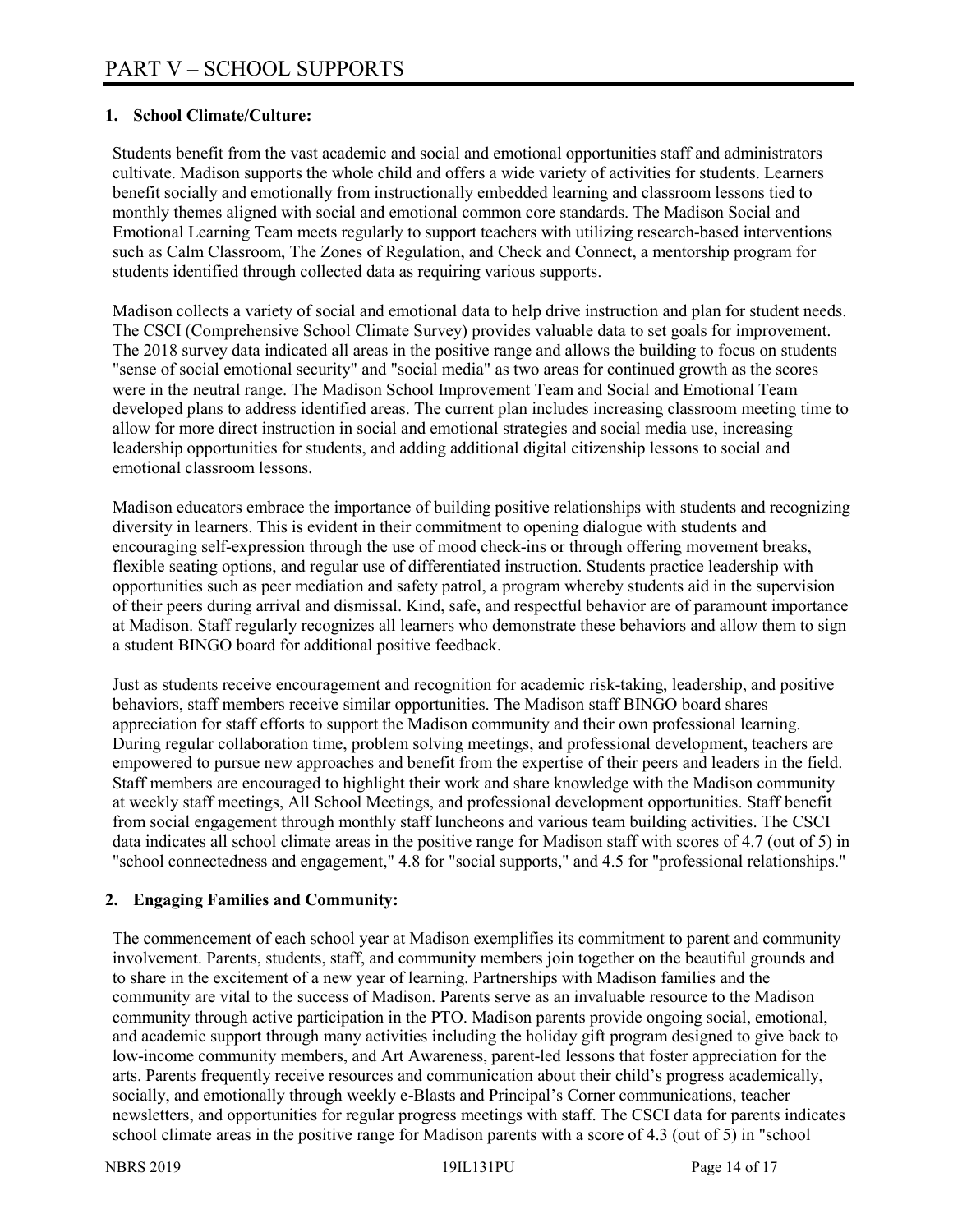# PART V – SCHOOL SUPPORTS

**1. School Climate/Culture:**

Students benefit from the vast academic and social and emotional opportunities staff and administrators cultivate. Madison supports the whole child and offers a wide variety of activities for students. Learners benefit socially and emotionally from instructionally embedded learning and classroom lessons tied to monthly themes aligned with social and emotional common core standards. The Madison Social and Emotional Learning Team meets regularly to support teachers with utilizing research-based interventions such as Calm Classroom, The Zones of Regulation, and Check and Connect, a mentorship program for students identified through collected data as requiring various supports.

Madison collects a variety of social and emotional data to help drive instruction and plan for student needs. The CSCI (Comprehensive School Climate Survey) provides valuable data to set goals for improvement. The 2018 survey data indicated all areas in the positive range and allows the building to focus on students "sense of social emotional security" and "social media" as two areas for continued growth as the scores were in the neutral range. The Madison School Improvement Team and Social and Emotional Team developed plans to address identified areas. The current plan includes increasing classroom meeting time to allow for more direct instruction in social and emotional strategies and social media use, increasing leadership opportunities for students, and adding additional digital citizenship lessons to social and emotional classroom lessons.

Madison educators embrace the importance of building positive relationships with students and recognizing diversity in learners. This is evident in their commitment to opening dialogue with students and encouraging self-expression through the use of mood check-ins or through offering movement breaks, flexible seating options, and regular use of differentiated instruction. Students practice leadership with opportunities such as peer mediation and safety patrol, a program whereby students aid in the supervision of their peers during arrival and dismissal. Kind, safe, and respectful behavior are of paramount importance at Madison. Staff regularly recognizes all learners who demonstrate these behaviors and allow them to sign a student BINGO board for additional positive feedback.

Just as students receive encouragement and recognition for academic risk-taking, leadership, and positive behaviors, staff members receive similar opportunities. The Madison staff BINGO board shares appreciation for staff efforts to support the Madison community and their own professional learning. During regular collaboration time, problem solving meetings, and professional development, teachers are empowered to pursue new approaches and benefit from the expertise of their peers and leaders in the field. Staff members are encouraged to highlight their work and share knowledge with the Madison community at weekly staff meetings, All School Meetings, and professional development opportunities. Staff benefit from social engagement through monthly staff luncheons and various team building activities. The CSCI data indicates all school climate areas in the positive range for Madison staff with scores of 4.7 (out of 5) in "school connectedness and engagement," 4.8 for "social supports," and 4.5 for "professional relationships."

**2. Engaging Families and Community:**

The commencement of each school year at Madison exemplifies its commitment to parent and community involvement. Parents, students, staff, and community members join together on the beautiful grounds and to share in the excitement of a new year of learning. Partnerships with Madison families and the community are vital to the success of Madison. Parents serve as an invaluable resource to the Madison community through active participation in the PTO. Madison parents provide ongoing social, emotional, and academic support through many activities including the holiday gift program designed to give back to low-income community members, and Art Awareness, parent-led lessons that foster appreciation for the arts. Parents frequently receive resources and communication about their child's progress academically, socially, and emotionally through weekly e-Blasts and Principal's Corner communications, teacher newsletters, and opportunities for regular progress meetings with staff. The CSCI data for parents indicates school climate areas in the positive range for Madison parents with a score of 4.3 (out of 5) in "school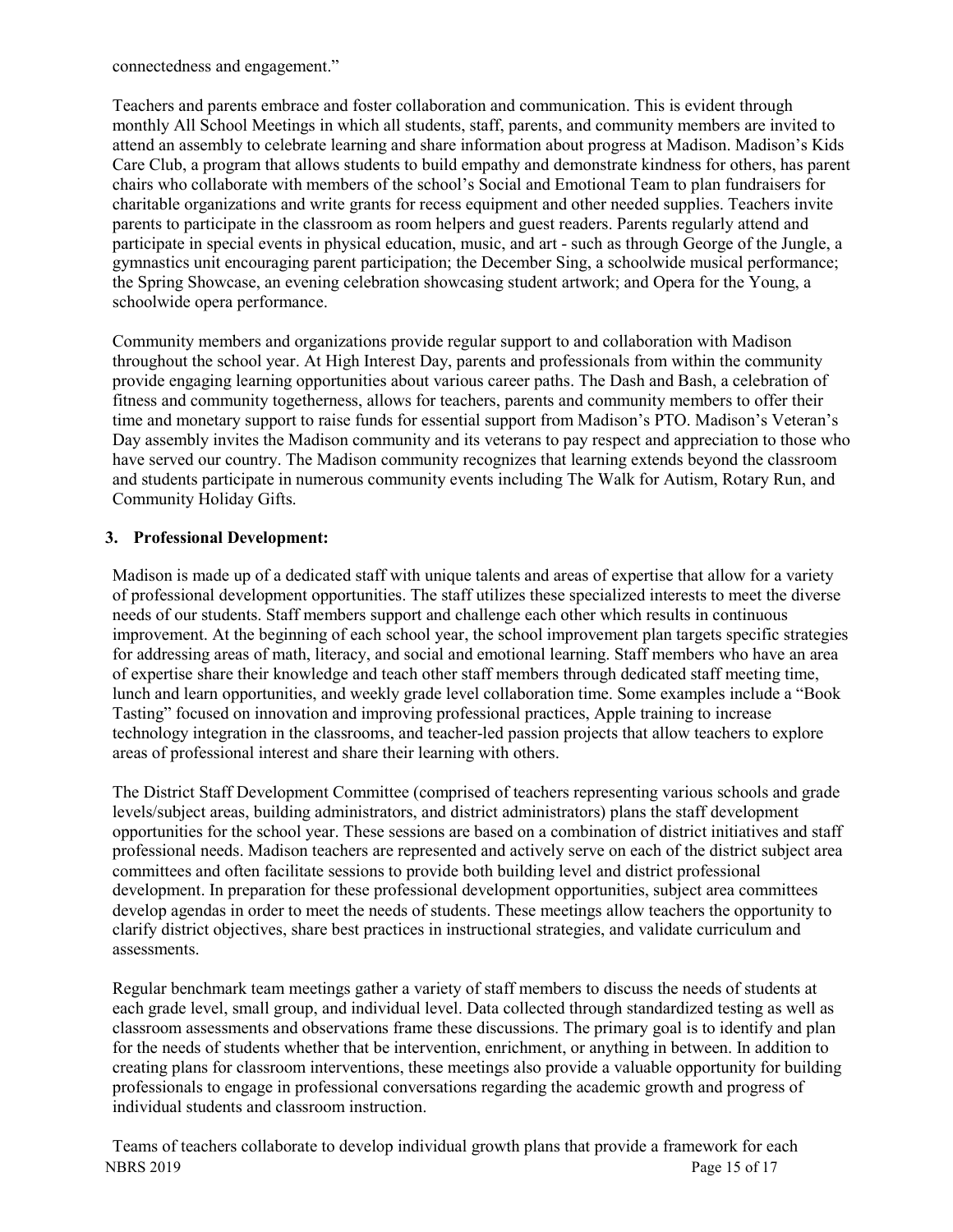connectedness and engagement."

Teachers and parents embrace and foster collaboration and communication. This is evident through monthly All School Meetings in which all students, staff, parents, and community members are invited to attend an assembly to celebrate learning and share information about progress at Madison. Madison's Kids Care Club, a program that allows students to build empathy and demonstrate kindness for others, has parent chairs who collaborate with members of the school's Social and Emotional Team to plan fundraisers for charitable organizations and write grants for recess equipment and other needed supplies. Teachers invite parents to participate in the classroom as room helpers and guest readers. Parents regularly attend and participate in special events in physical education, music, and art - such as through George of the Jungle, a gymnastics unit encouraging parent participation; the December Sing, a schoolwide musical performance; the Spring Showcase, an evening celebration showcasing student artwork; and Opera for the Young, a schoolwide opera performance.

Community members and organizations provide regular support to and collaboration with Madison throughout the school year. At High Interest Day, parents and professionals from within the community provide engaging learning opportunities about various career paths. The Dash and Bash, a celebration of fitness and community togetherness, allows for teachers, parents and community members to offer their time and monetary support to raise funds for essential support from Madison's PTO. Madison's Veteran's Day assembly invites the Madison community and its veterans to pay respect and appreciation to those who have served our country. The Madison community recognizes that learning extends beyond the classroom and students participate in numerous community events including The Walk for Autism, Rotary Run, and Community Holiday Gifts.

**3. Professional Development:**

Madison is made up of a dedicated staff with unique talents and areas of expertise that allow for a variety of professional development opportunities. The staff utilizes these specialized interests to meet the diverse needs of our students. Staff members support and challenge each other which results in continuous improvement. At the beginning of each school year, the school improvement plan targets specific strategies for addressing areas of math, literacy, and social and emotional learning. Staff members who have an area of expertise share their knowledge and teach other staff members through dedicated staff meeting time, lunch and learn opportunities, and weekly grade level collaboration time. Some examples include a "Book Tasting" focused on innovation and improving professional practices, Apple training to increase technology integration in the classrooms, and teacher-led passion projects that allow teachers to explore areas of professional interest and share their learning with others.

The District Staff Development Committee (comprised of teachers representing various schools and grade levels/subject areas, building administrators, and district administrators) plans the staff development opportunities for the school year. These sessions are based on a combination of district initiatives and staff professional needs. Madison teachers are represented and actively serve on each of the district subject area committees and often facilitate sessions to provide both building level and district professional development. In preparation for these professional development opportunities, subject area committees develop agendas in order to meet the needs of students. These meetings allow teachers the opportunity to clarify district objectives, share best practices in instructional strategies, and validate curriculum and assessments.

Regular benchmark team meetings gather a variety of staff members to discuss the needs of students at each grade level, small group, and individual level. Data collected through standardized testing as well as classroom assessments and observations frame these discussions. The primary goal is to identify and plan for the needs of students whether that be intervention, enrichment, or anything in between. In addition to creating plans for classroom interventions, these meetings also provide a valuable opportunity for building professionals to engage in professional conversations regarding the academic growth and progress of individual students and classroom instruction.

Teams of teachers collaborate to develop individual growth plans that provide a framework for each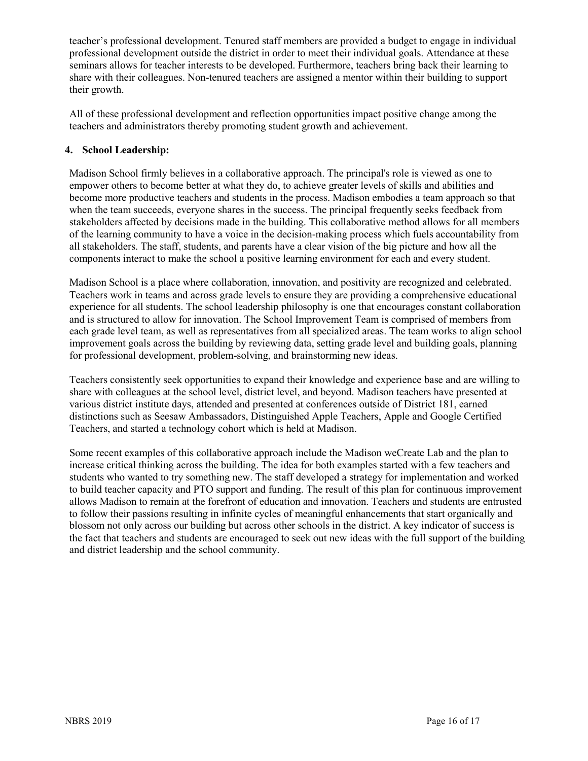teacher's professional development. Tenured staff members are provided a budget to engage in individual professional development outside the district in order to meet their individual goals. Attendance at these seminars allows for teacher interests to be developed. Furthermore, teachers bring back their learning to share with their colleagues. Non-tenured teachers are assigned a mentor within their building to support their growth.

All of these professional development and reflection opportunities impact positive change among the teachers and administrators thereby promoting student growth and achievement.

**4. School Leadership:**

Madison School firmly believes in a collaborative approach. The principal's role is viewed as one to empower others to become better at what they do, to achieve greater levels of skills and abilities and become more productive teachers and students in the process. Madison embodies a team approach so that when the team succeeds, everyone shares in the success. The principal frequently seeks feedback from stakeholders affected by decisions made in the building. This collaborative method allows for all members of the learning community to have a voice in the decision-making process which fuels accountability from all stakeholders. The staff, students, and parents have a clear vision of the big picture and how all the components interact to make the school a positive learning environment for each and every student.

Madison School is a place where collaboration, innovation, and positivity are recognized and celebrated. Teachers work in teams and across grade levels to ensure they are providing a comprehensive educational experience for all students. The school leadership philosophy is one that encourages constant collaboration and is structured to allow for innovation. The School Improvement Team is comprised of members from each grade level team, as well as representatives from all specialized areas. The team works to align school improvement goals across the building by reviewing data, setting grade level and building goals, planning for professional development, problem-solving, and brainstorming new ideas.

Teachers consistently seek opportunities to expand their knowledge and experience base and are willing to share with colleagues at the school level, district level, and beyond. Madison teachers have presented at various district institute days, attended and presented at conferences outside of District 181, earned distinctions such as Seesaw Ambassadors, Distinguished Apple Teachers, Apple and Google Certified Teachers, and started a technology cohort which is held at Madison.

Some recent examples of this collaborative approach include the Madison weCreate Lab and the plan to increase critical thinking across the building. The idea for both examples started with a few teachers and students who wanted to try something new. The staff developed a strategy for implementation and worked to build teacher capacity and PTO support and funding. The result of this plan for continuous improvement allows Madison to remain at the forefront of education and innovation. Teachers and students are entrusted to follow their passions resulting in infinite cycles of meaningful enhancements that start organically and blossom not only across our building but across other schools in the district. A key indicator of success is the fact that teachers and students are encouraged to seek out new ideas with the full support of the building and district leadership and the school community.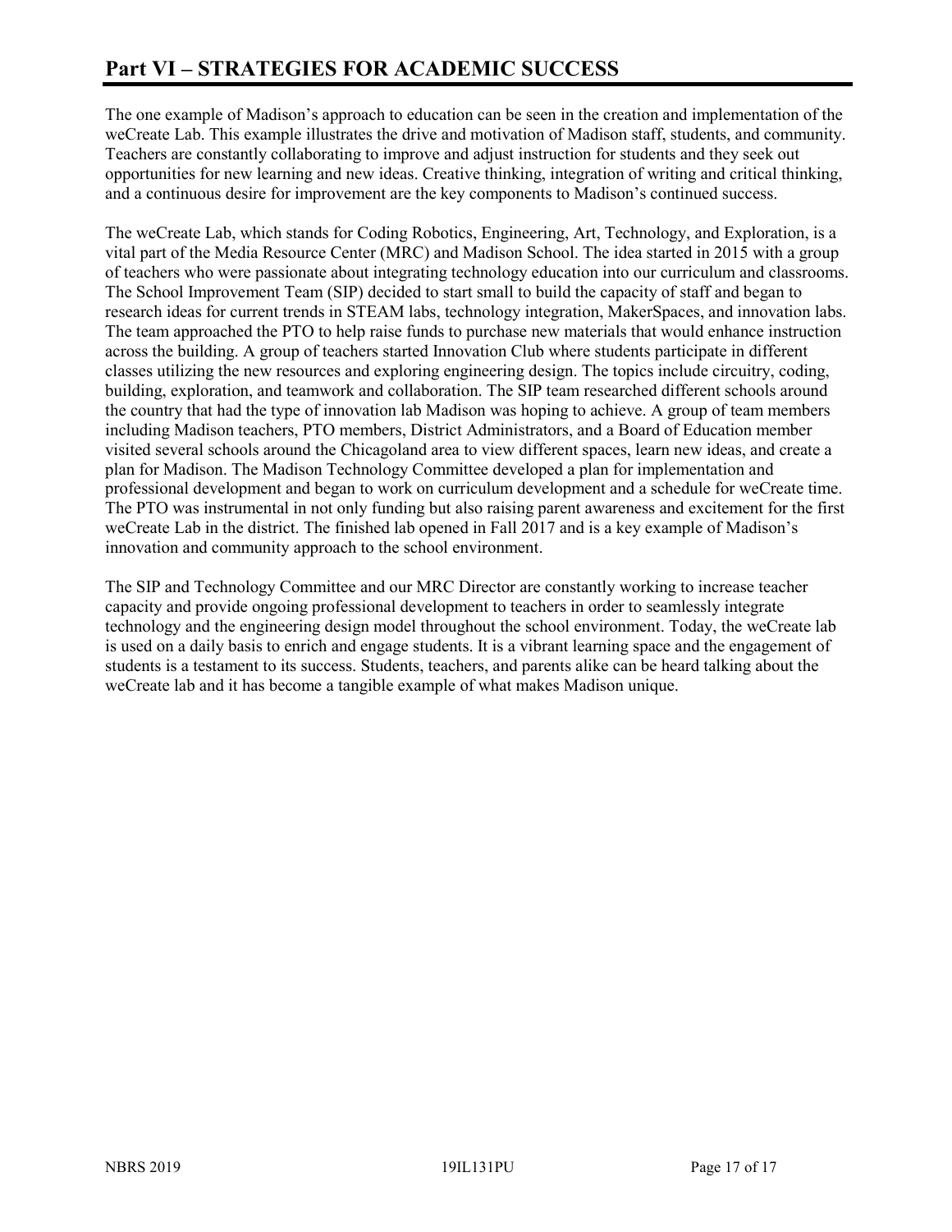# Part VI – STRATEGIES FOR ACADEMIC SUCCESS

The one example of Madison's approach to education can be seen in the creation and implementation of the weCreate Lab. This example illustrates the drive and motivation of Madison staff, students, and community. Teachers are constantly collaborating to improve and adjust instruction for students and they seek out opportunities for new learning and new ideas. Creative thinking, integration of writing and critical thinking, and a continuous desire for improvement are the key components to Madison's continued success.

The weCreate Lab, which stands for Coding Robotics, Engineering, Art, Technology, and Exploration, is a vital part of the Media Resource Center (MRC) and Madison School. The idea started in 2015 with a group of teachers who were passionate about integrating technology education into our curriculum and classrooms. The School Improvement Team (SIP) decided to start small to build the capacity of staff and began to research ideas for current trends in STEAM labs, technology integration, MakerSpaces, and innovation labs. The team approached the PTO to help raise funds to purchase new materials that would enhance instruction across the building. A group of teachers started Innovation Club where students participate in different classes utilizing the new resources and exploring engineering design. The topics include circuitry, coding, building, exploration, and teamwork and collaboration. The SIP team researched different schools around the country that had the type of innovation lab Madison was hoping to achieve. A group of team members including Madison teachers, PTO members, District Administrators, and a Board of Education member visited several schools around the Chicagoland area to view different spaces, learn new ideas, and create a plan for Madison. The Madison Technology Committee developed a plan for implementation and professional development and began to work on curriculum development and a schedule for weCreate time. The PTO was instrumental in not only funding but also raising parent awareness and excitement for the first weCreate Lab in the district. The finished lab opened in Fall 2017 and is a key example of Madison's innovation and community approach to the school environment.

The SIP and Technology Committee and our MRC Director are constantly working to increase teacher capacity and provide ongoing professional development to teachers in order to seamlessly integrate technology and the engineering design model throughout the school environment. Today, the weCreate lab is used on a daily basis to enrich and engage students. It is a vibrant learning space and the engagement of students is a testament to its success. Students, teachers, and parents alike can be heard talking about the weCreate lab and it has become a tangible example of what makes Madison unique.